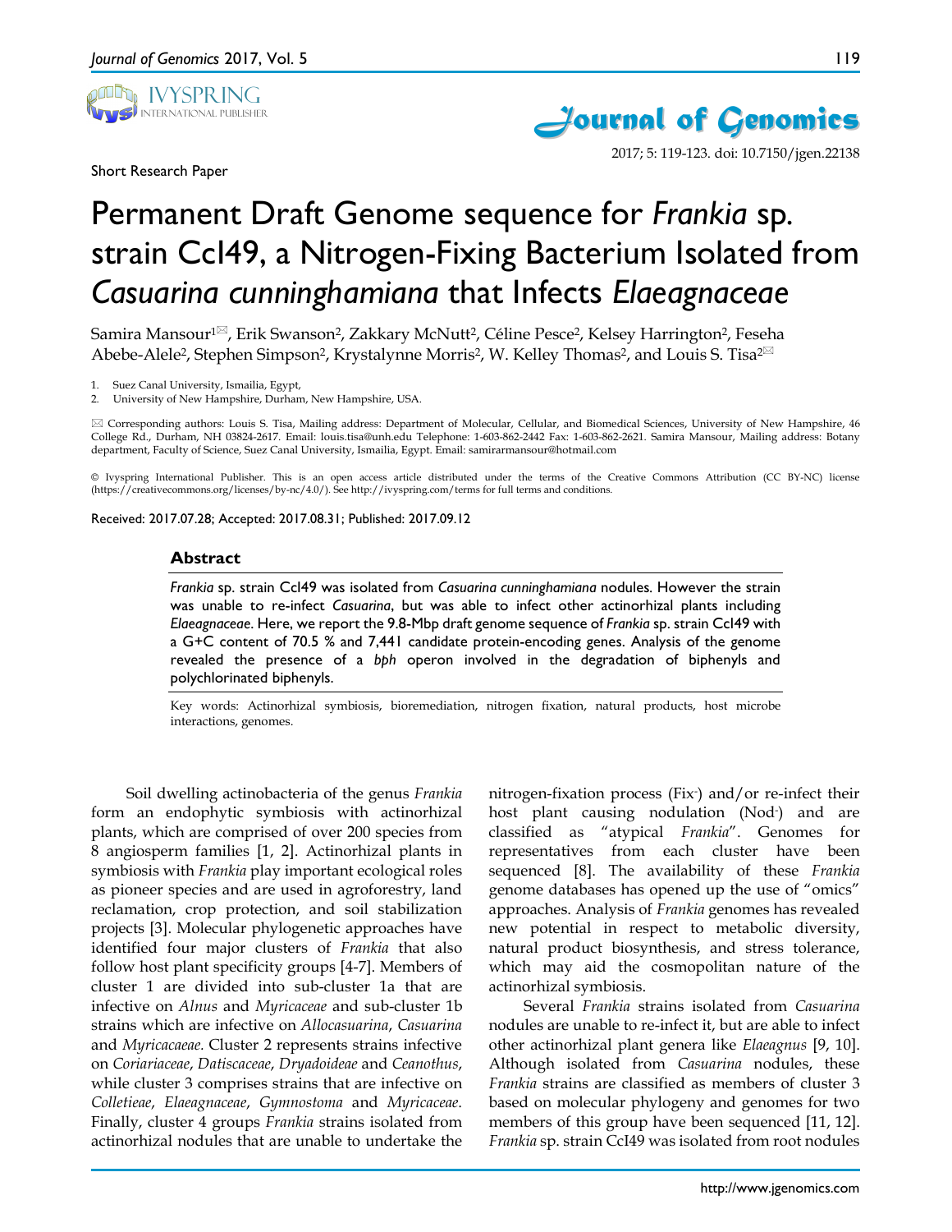Short Research Paper

2017; 5: 119-123. doi: 10.7150/jgen.22138

# Permanent Draft Genome sequence for *Frankia* sp. strain CcI49, a Nitrogen-Fixing Bacterium Isolated from *Casuarina cunninghamiana* that Infects *Elaeagnaceae*

Samira Mansour[1]✉, Erik Swanson[2], Zakkary McNutt[2], Céline Pesce[2], Kelsey Harrington[2], Feseha Abebe-Alele[2], Stephen Simpson[2], Krystalynne Morris[2], W. Kelley Thomas[2], and Louis S. Tisa[2]✉

1. Suez Canal University, Ismailia, Egypt,
2. University of New Hampshire, Durham, New Hampshire, USA.

✉ Corresponding authors: Louis S. Tisa, Mailing address: Department of Molecular, Cellular, and Biomedical Sciences, University of New Hampshire, 46 College Rd., Durham, NH 03824-2617. Email: louis.tisa@unh.edu Telephone: 1-603-862-2442 Fax: 1-603-862-2621. Samira Mansour, Mailing address: Botany department, Faculty of Science, Suez Canal University, Ismailia, Egypt. Email: samirarmansour@hotmail.com

© Ivyspring International Publisher. This is an open access article distributed under the terms of the Creative Commons Attribution (CC BY-NC) license (https://creativecommons.org/licenses/by-nc/4.0/). See http://ivyspring.com/terms for full terms and conditions.

Received: 2017.07.28; Accepted: 2017.08.31; Published: 2017.09.12

## Abstract

*Frankia* sp. strain CcI49 was isolated from *Casuarina cunninghamiana* nodules. However the strain was unable to re-infect *Casuarina*, but was able to infect other actinorhizal plants including *Elaeagnaceae*. Here, we report the 9.8-Mbp draft genome sequence of *Frankia* sp. strain CcI49 with a G+C content of 70.5 % and 7,441 candidate protein-encoding genes. Analysis of the genome revealed the presence of a *bph* operon involved in the degradation of biphenyls and polychlorinated biphenyls.

Key words: Actinorhizal symbiosis, bioremediation, nitrogen fixation, natural products, host microbe interactions, genomes.

Soil dwelling actinobacteria of the genus *Frankia* form an endophytic symbiosis with actinorhizal plants, which are comprised of over 200 species from 8 angiosperm families [1, 2]. Actinorhizal plants in symbiosis with *Frankia* play important ecological roles as pioneer species and are used in agroforestry, land reclamation, crop protection, and soil stabilization projects [3]. Molecular phylogenetic approaches have identified four major clusters of *Frankia* that also follow host plant specificity groups [4-7]. Members of cluster 1 are divided into sub-cluster 1a that are infective on *Alnus* and *Myricaceae* and sub-cluster 1b strains which are infective on *Allocasuarina*, *Casuarina* and *Myricacaeae*. Cluster 2 represents strains infective on *Coriariaceae*, *Datiscaceae*, *Dryadoideae* and *Ceanothus*, while cluster 3 comprises strains that are infective on *Colletieae*, *Elaeagnaceae*, *Gymnostoma* and *Myricaceae*. Finally, cluster 4 groups *Frankia* strains isolated from actinorhizal nodules that are unable to undertake the nitrogen-fixation process (Fix$^-$) and/or re-infect their host plant causing nodulation (Nod$^-$) and are classified as "atypical *Frankia*". Genomes for representatives from each cluster have been sequenced [8]. The availability of these *Frankia* genome databases has opened up the use of "omics" approaches. Analysis of *Frankia* genomes has revealed new potential in respect to metabolic diversity, natural product biosynthesis, and stress tolerance, which may aid the cosmopolitan nature of the actinorhizal symbiosis.

Several *Frankia* strains isolated from *Casuarina* nodules are unable to re-infect it, but are able to infect other actinorhizal plant genera like *Elaeagnus* [9, 10]. Although isolated from *Casuarina* nodules, these *Frankia* strains are classified as members of cluster 3 based on molecular phylogeny and genomes for two members of this group have been sequenced [11, 12]. *Frankia* sp. strain CcI49 was isolated from root nodules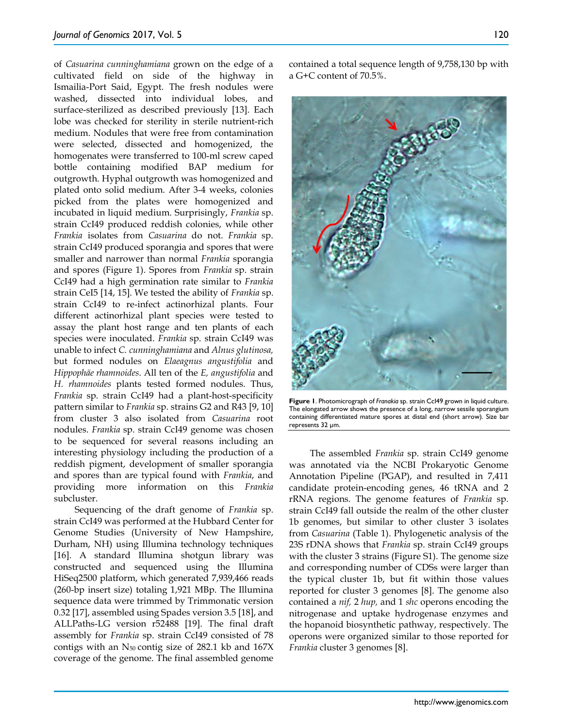of *Casuarina cunninghamiana* grown on the edge of a cultivated field on side of the highway in Ismailia-Port Said, Egypt. The fresh nodules were washed, dissected into individual lobes, and surface-sterilized as described previously [13]. Each lobe was checked for sterility in sterile nutrient-rich medium. Nodules that were free from contamination were selected, dissected and homogenized, the homogenates were transferred to 100-ml screw caped bottle containing modified BAP medium for outgrowth. Hyphal outgrowth was homogenized and plated onto solid medium. After 3-4 weeks, colonies picked from the plates were homogenized and incubated in liquid medium. Surprisingly, *Frankia* sp. strain CcI49 produced reddish colonies, while other *Frankia* isolates from *Casuarina* do not. *Frankia* sp. strain CcI49 produced sporangia and spores that were smaller and narrower than normal *Frankia* sporangia and spores (Figure 1). Spores from *Frankia* sp. strain CcI49 had a high germination rate similar to *Frankia* strain CeI5 [14, 15]. We tested the ability of *Frankia* sp. strain CcI49 to re-infect actinorhizal plants. Four different actinorhizal plant species were tested to assay the plant host range and ten plants of each species were inoculated. *Frankia* sp. strain CcI49 was unable to infect *C. cunninghamiana* and *Alnus glutinosa,* but formed nodules on *Elaeagnus angustifolia* and *Hippophäe rhamnoides*. All ten of the *E, angustifolia* and *H. rhamnoides* plants tested formed nodules. Thus, *Frankia* sp. strain CcI49 had a plant-host-specificity pattern similar to *Frankia* sp. strains G2 and R43 [9, 10] from cluster 3 also isolated from *Casuarina* root nodules. *Frankia* sp. strain CcI49 genome was chosen to be sequenced for several reasons including an interesting physiology including the production of a reddish pigment, development of smaller sporangia and spores than are typical found with *Frankia*, and providing more information on this *Frankia* subcluster.

Sequencing of the draft genome of *Frankia* sp. strain CcI49 was performed at the Hubbard Center for Genome Studies (University of New Hampshire, Durham, NH) using Illumina technology techniques [16]. A standard Illumina shotgun library was constructed and sequenced using the Illumina HiSeq2500 platform, which generated 7,939,466 reads (260-bp insert size) totaling 1,921 MBp. The Illumina sequence data were trimmed by Trimmonatic version 0.32 [17], assembled using Spades version 3.5 [18], and ALLPaths-LG version r52488 [19]. The final draft assembly for *Frankia* sp. strain CcI49 consisted of 78 contigs with an $N_{50}$ contig size of 282.1 kb and 167X coverage of the genome. The final assembled genome contained a total sequence length of 9,758,130 bp with a G+C content of 70.5%.

**Figure 1**. Photomicrograph of *Franakia* sp. strain CcI49 grown in liquid culture. The elongated arrow shows the presence of a long, narrow sessile sporangium containing differentiated mature spores at distal end (short arrow). Size bar represents 32 μm.

The assembled *Frankia* sp. strain CcI49 genome was annotated via the NCBI Prokaryotic Genome Annotation Pipeline (PGAP), and resulted in 7,411 candidate protein-encoding genes, 46 tRNA and 2 rRNA regions. The genome features of *Frankia* sp. strain CcI49 fall outside the realm of the other cluster 1b genomes, but similar to other cluster 3 isolates from *Casuarina* (Table 1). Phylogenetic analysis of the 23S rDNA shows that *Frankia* sp. strain CcI49 groups with the cluster 3 strains (Figure S1). The genome size and corresponding number of CDSs were larger than the typical cluster 1b, but fit within those values reported for cluster 3 genomes [8]. The genome also contained a *nif,* 2 *hup,* and 1 *shc* operons encoding the nitrogenase and uptake hydrogenase enzymes and the hopanoid biosynthetic pathway, respectively. The operons were organized similar to those reported for *Frankia* cluster 3 genomes [8].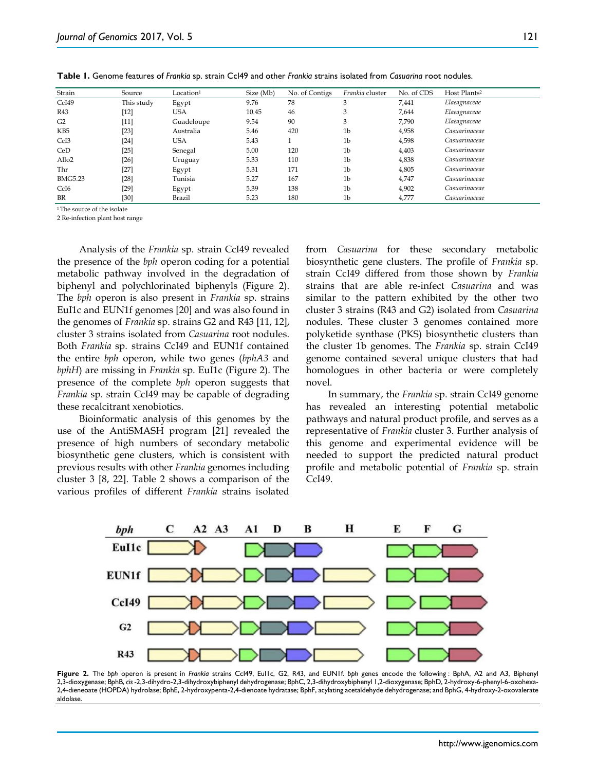**Table 1.** Genome features of *Frankia* sp. strain CcI49 and other *Frankia* strains isolated from *Casuarina* root nodules.

| Strain | Source | Location[1] | Size (Mb) | No. of Contigs | *Frankia* cluster | No. of CDS | Host Plants[2] |
|---|---|---|---|---|---|---|---|
| CcI49 | This study | Egypt | 9.76 | 78 | 3 | 7,441 | *Elaeagnaceae* |
| R43 | [12] | USA | 10.45 | 46 | 3 | 7,644 | *Elaeagnaceae* |
| G2 | [11] | Guadeloupe | 9.54 | 90 | 3 | 7,790 | *Elaeagnaceae* |
| KB5 | [23] | Australia | 5.46 | 420 | 1b | 4,958 | *Casuarinaceae* |
| CcI3 | [24] | USA | 5.43 | 1 | 1b | 4,598 | *Casuarinaceae* |
| CeD | [25] | Senegal | 5.00 | 120 | 1b | 4,403 | *Casuarinaceae* |
| Allo2 | [26] | Uruguay | 5.33 | 110 | 1b | 4,838 | *Casuarinaceae* |
| Thr | [27] | Egypt | 5.31 | 171 | 1b | 4,805 | *Casuarinaceae* |
| BMG5.23 | [28] | Tunisia | 5.27 | 167 | 1b | 4,747 | *Casuarinaceae* |
| CcI6 | [29] | Egypt | 5.39 | 138 | 1b | 4,902 | *Casuarinaceae* |
| BR | [30] | Brazil | 5.23 | 180 | 1b | 4,777 | *Casuarinaceae* |

[1] The source of the isolate

2 Re-infection plant host range

Analysis of the *Frankia* sp. strain CcI49 revealed the presence of the *bph* operon coding for a potential metabolic pathway involved in the degradation of biphenyl and polychlorinated biphenyls (Figure 2). The *bph* operon is also present in *Frankia* sp. strains EuI1c and EUN1f genomes [20] and was also found in the genomes of *Frankia* sp. strains G2 and R43 [11, 12], cluster 3 strains isolated from *Casuarina* root nodules. Both *Frankia* sp. strains CcI49 and EUN1f contained the entire *bph* operon, while two genes (*bphA3* and *bphH*) are missing in *Frankia* sp. EuI1c (Figure 2). The presence of the complete *bph* operon suggests that *Frankia* sp. strain CcI49 may be capable of degrading these recalcitrant xenobiotics.

Bioinformatic analysis of this genomes by the use of the AntiSMASH program [21] revealed the presence of high numbers of secondary metabolic biosynthetic gene clusters, which is consistent with previous results with other *Frankia* genomes including cluster 3 [8, 22]. Table 2 shows a comparison of the various profiles of different *Frankia* strains isolated from *Casuarina* for these secondary metabolic biosynthetic gene clusters. The profile of *Frankia* sp. strain CcI49 differed from those shown by *Frankia* strains that are able re-infect *Casuarina* and was similar to the pattern exhibited by the other two cluster 3 strains (R43 and G2) isolated from *Casuarina* nodules. These cluster 3 genomes contained more polyketide synthase (PKS) biosynthetic clusters than the cluster 1b genomes. The *Frankia* sp. strain CcI49 genome contained several unique clusters that had homologues in other bacteria or were completely novel.

In summary, the *Frankia* sp. strain CcI49 genome has revealed an interesting potential metabolic pathways and natural product profile, and serves as a representative of *Frankia* cluster 3. Further analysis of this genome and experimental evidence will be needed to support the predicted natural product profile and metabolic potential of *Frankia* sp. strain CcI49.

**Figure 2.** The *bph* operon is present in *Frankia* strains CcI49, EuI1c, G2, R43, and EUN1f. *bph* genes encode the following : BphA, A2 and A3, Biphenyl 2,3-dioxygenase; BphB, *cis* -2,3-dihydro-2,3-dihydroxybiphenyl dehydrogenase; BphC, 2,3-dihydroxybiphenyl 1,2-dioxygenase; BphD, 2-hydroxy-6-phenyl-6-oxohexa-2,4-dieneoate (HOPDA) hydrolase; BphE, 2-hydroxypenta-2,4-dienoate hydratase; BphF, acylating acetaldehyde dehydrogenase; and BphG, 4-hydroxy-2-oxovalerate aldolase.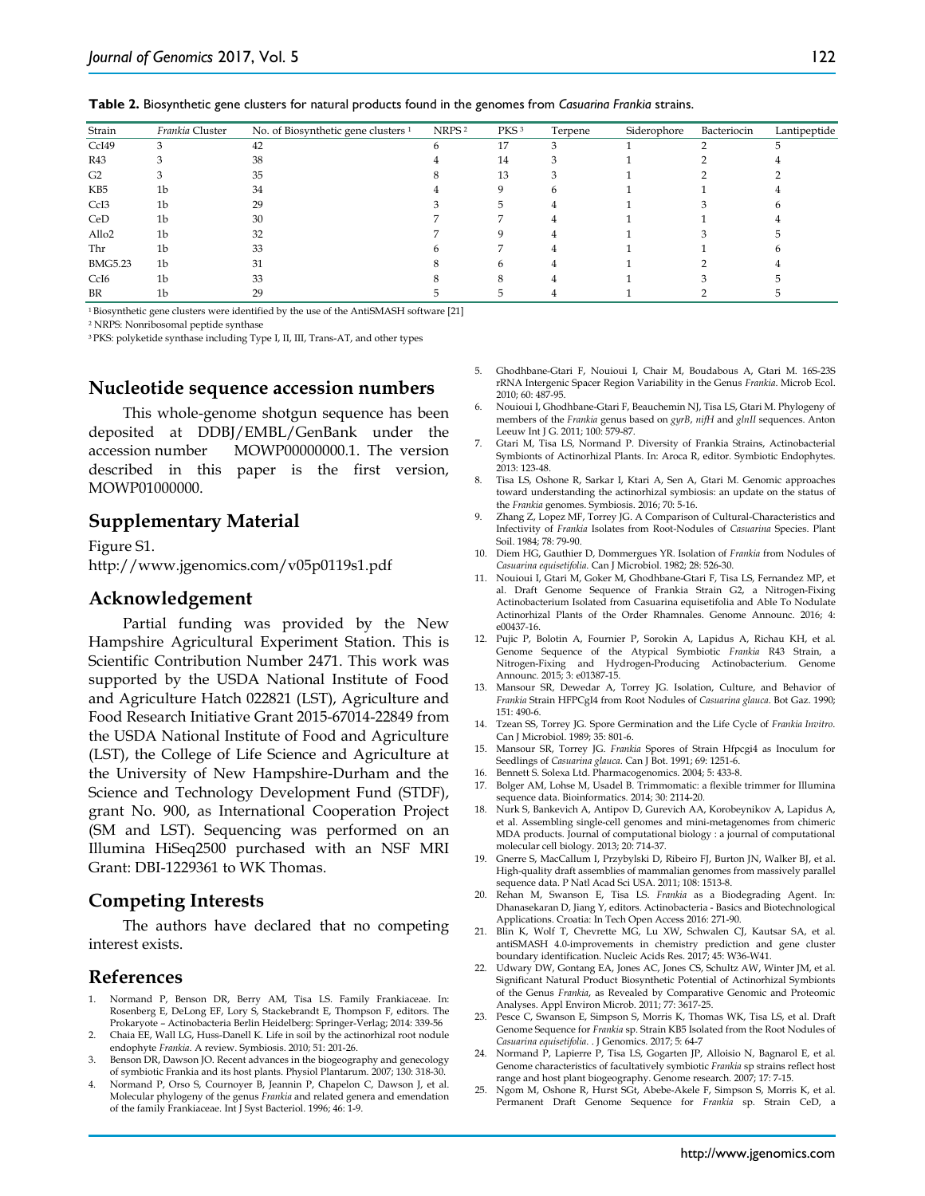**Table 2.** Biosynthetic gene clusters for natural products found in the genomes from *Casuarina Frankia* strains.

| Strain | *Frankia* Cluster | No. of Biosynthetic gene clusters [1] | NRPS [2] | PKS [3] | Terpene | Siderophore | Bacteriocin | Lantipeptide |
|---|---|---|---|---|---|---|---|---|
| CcI49 | 3 | 42 | 6 | 17 | 3 | 1 | 2 | 5 |
| R43 | 3 | 38 | 4 | 14 | 3 | 1 | 2 | 4 |
| G2 | 3 | 35 | 8 | 13 | 3 | 1 | 2 | 2 |
| KB5 | 1b | 34 | 4 | 9 | 6 | 1 | 1 | 4 |
| CcI3 | 1b | 29 | 3 | 5 | 4 | 1 | 3 | 6 |
| CeD | 1b | 30 | 7 | 7 | 4 | 1 | 1 | 4 |
| Allo2 | 1b | 32 | 7 | 9 | 4 | 1 | 3 | 5 |
| Thr | 1b | 33 | 6 | 7 | 4 | 1 | 1 | 6 |
| BMG5.23 | 1b | 31 | 8 | 6 | 4 | 1 | 2 | 4 |
| CcI6 | 1b | 33 | 8 | 8 | 4 | 1 | 3 | 5 |
| BR | 1b | 29 | 5 | 5 | 4 | 1 | 2 | 5 |

[1] Biosynthetic gene clusters were identified by the use of the AntiSMASH software [21]

[2] NRPS: Nonribosomal peptide synthase

[3] PKS: polyketide synthase including Type I, II, III, Trans-AT, and other types

## Nucleotide sequence accession numbers

This whole-genome shotgun sequence has been deposited at DDBJ/EMBL/GenBank under the accession number MOWP00000000.1. The version described in this paper is the first version, MOWP01000000.

## Supplementary Material

Figure S1.
http://www.jgenomics.com/v05p0119s1.pdf

## Acknowledgement

Partial funding was provided by the New Hampshire Agricultural Experiment Station. This is Scientific Contribution Number 2471. This work was supported by the USDA National Institute of Food and Agriculture Hatch 022821 (LST), Agriculture and Food Research Initiative Grant 2015-67014-22849 from the USDA National Institute of Food and Agriculture (LST), the College of Life Science and Agriculture at the University of New Hampshire-Durham and the Science and Technology Development Fund (STDF), grant No. 900, as International Cooperation Project (SM and LST). Sequencing was performed on an Illumina HiSeq2500 purchased with an NSF MRI Grant: DBI-1229361 to WK Thomas.

## Competing Interests

The authors have declared that no competing interest exists.

## References

1. Normand P, Benson DR, Berry AM, Tisa LS. Family Frankiaceae. In: Rosenberg E, DeLong EF, Lory S, Stackebrandt E, Thompson F, editors. The Prokaryote – Actinobacteria Berlin Heidelberg: Springer-Verlag; 2014: 339-56
2. Chaia EE, Wall LG, Huss-Danell K. Life in soil by the actinorhizal root nodule endophyte *Frankia*. A review. Symbiosis. 2010; 51: 201-26.
3. Benson DR, Dawson JO. Recent advances in the biogeography and genecology of symbiotic Frankia and its host plants. Physiol Plantarum. 2007; 130: 318-30.
4. Normand P, Orso S, Cournoyer B, Jeannin P, Chapelon C, Dawson J, et al. Molecular phylogeny of the genus *Frankia* and related genera and emendation of the family Frankiaceae. Int J Syst Bacteriol. 1996; 46: 1-9.
5. Ghodhbane-Gtari F, Nouioui I, Chair M, Boudabous A, Gtari M. 16S-23S rRNA Intergenic Spacer Region Variability in the Genus *Frankia*. Microb Ecol. 2010; 60: 487-95.
6. Nouioui I, Ghodhbane-Gtari F, Beauchemin NJ, Tisa LS, Gtari M. Phylogeny of members of the *Frankia* genus based on *gyrB*, *nifH* and *glnII* sequences. Anton Leeuw Int J G. 2011; 100: 579-87.
7. Gtari M, Tisa LS, Normand P. Diversity of Frankia Strains, Actinobacterial Symbionts of Actinorhizal Plants. In: Aroca R, editor. Symbiotic Endophytes. 2013: 123-48.
8. Tisa LS, Oshone R, Sarkar I, Ktari A, Sen A, Gtari M. Genomic approaches toward understanding the actinorhizal symbiosis: an update on the status of the *Frankia* genomes. Symbiosis. 2016; 70: 5-16.
9. Zhang Z, Lopez MF, Torrey JG. A Comparison of Cultural-Characteristics and Infectivity of *Frankia* Isolates from Root-Nodules of *Casuarina* Species. Plant Soil. 1984; 78: 79-90.
10. Diem HG, Gauthier D, Dommergues YR. Isolation of *Frankia* from Nodules of *Casuarina equisetifolia*. Can J Microbiol. 1982; 28: 526-30.
11. Nouioui I, Gtari M, Goker M, Ghodhbane-Gtari F, Tisa LS, Fernandez MP, et al. Draft Genome Sequence of Frankia Strain G2, a Nitrogen-Fixing Actinobacterium Isolated from Casuarina equisetifolia and Able To Nodulate Actinorhizal Plants of the Order Rhamnales. Genome Announc. 2016; 4: e00437-16.
12. Pujic P, Bolotin A, Fournier P, Sorokin A, Lapidus A, Richau KH, et al. Genome Sequence of the Atypical Symbiotic *Frankia* R43 Strain, a Nitrogen-Fixing and Hydrogen-Producing Actinobacterium. Genome Announc. 2015; 3: e01387-15.
13. Mansour SR, Dewedar A, Torrey JG. Isolation, Culture, and Behavior of *Frankia* Strain HFPCgI4 from Root Nodules of *Casuarina glauca*. Bot Gaz. 1990; 151: 490-6.
14. Tzean SS, Torrey JG. Spore Germination and the Life Cycle of *Frankia Invitro*. Can J Microbiol. 1989; 35: 801-6.
15. Mansour SR, Torrey JG. *Frankia* Spores of Strain Hfpcgi4 as Inoculum for Seedlings of *Casuarina glauca*. Can J Bot. 1991; 69: 1251-6.
16. Bennett S. Solexa Ltd. Pharmacogenomics. 2004; 5: 433-8.
17. Bolger AM, Lohse M, Usadel B. Trimmomatic: a flexible trimmer for Illumina sequence data. Bioinformatics. 2014; 30: 2114-20.
18. Nurk S, Bankevich A, Antipov D, Gurevich AA, Korobeynikov A, Lapidus A, et al. Assembling single-cell genomes and mini-metagenomes from chimeric MDA products. Journal of computational biology : a journal of computational molecular cell biology. 2013; 20: 714-37.
19. Gnerre S, MacCallum I, Przybylski D, Ribeiro FJ, Burton JN, Walker BJ, et al. High-quality draft assemblies of mammalian genomes from massively parallel sequence data. P Natl Acad Sci USA. 2011; 108: 1513-8.
20. Rehan M, Swanson E, Tisa LS. *Frankia* as a Biodegrading Agent. In: Dhanasekaran D, Jiang Y, editors. Actinobacteria - Basics and Biotechnological Applications. Croatia: In Tech Open Access 2016: 271-90.
21. Blin K, Wolf T, Chevrette MG, Lu XW, Schwalen CJ, Kautsar SA, et al. antiSMASH 4.0-improvements in chemistry prediction and gene cluster boundary identification. Nucleic Acids Res. 2017; 45: W36-W41.
22. Udwary DW, Gontang EA, Jones AC, Jones CS, Schultz AW, Winter JM, et al. Significant Natural Product Biosynthetic Potential of Actinorhizal Symbionts of the Genus *Frankia*, as Revealed by Comparative Genomic and Proteomic Analyses. Appl Environ Microb. 2011; 77: 3617-25.
23. Pesce C, Swanson E, Simpson S, Morris K, Thomas WK, Tisa LS, et al. Draft Genome Sequence for *Frankia* sp. Strain KB5 Isolated from the Root Nodules of *Casuarina equisetifolia*. . J Genomics. 2017; 5: 64-7
24. Normand P, Lapierre P, Tisa LS, Gogarten JP, Alloisio N, Bagnarol E, et al. Genome characteristics of facultatively symbiotic *Frankia* sp strains reflect host range and host plant biogeography. Genome research. 2007; 17: 7-15.
25. Ngom M, Oshone R, Hurst SGt, Abebe-Akele F, Simpson S, Morris K, et al. Permanent Draft Genome Sequence for *Frankia* sp. Strain CeD, a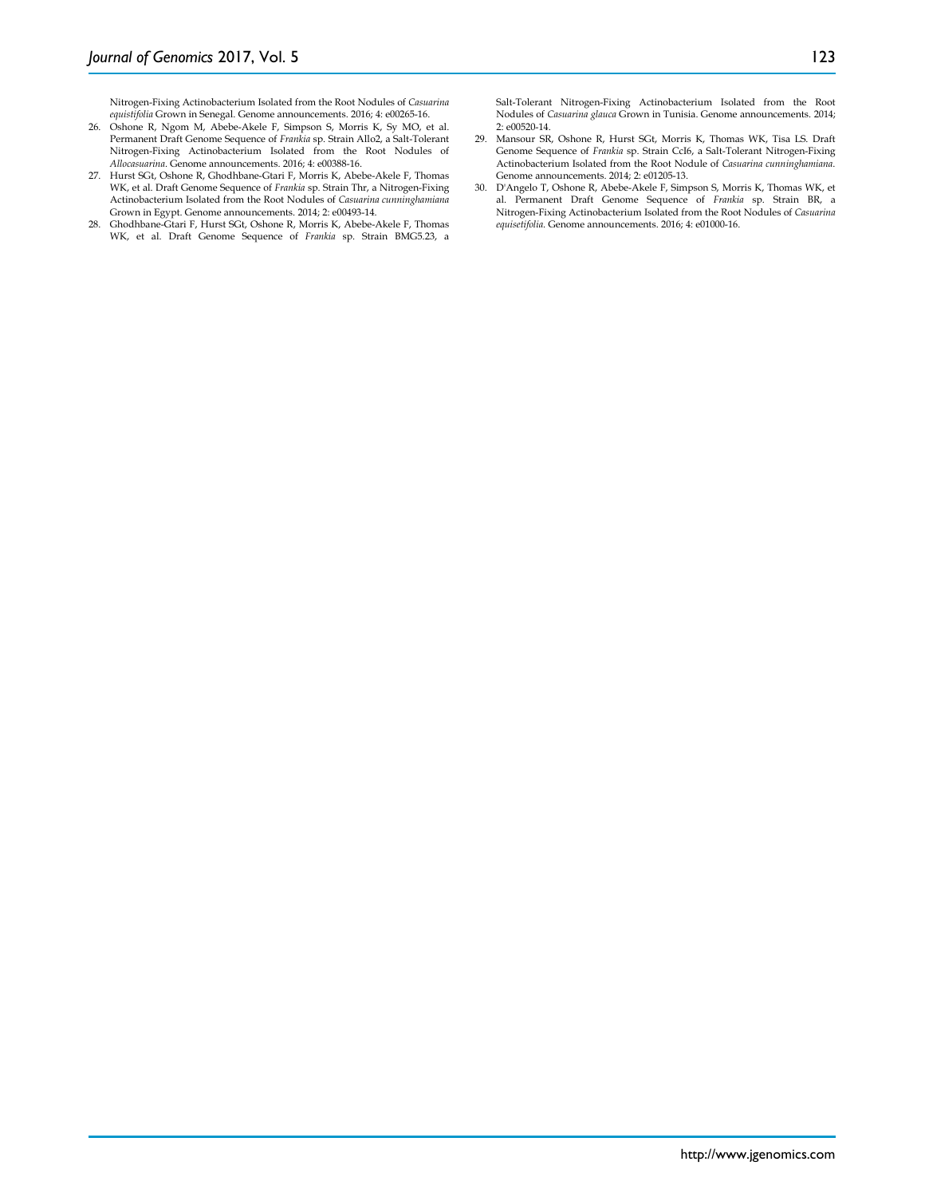Nitrogen-Fixing Actinobacterium Isolated from the Root Nodules of *Casuarina equistifolia* Grown in Senegal. Genome announcements. 2016; 4: e00265-16.

26. Oshone R, Ngom M, Abebe-Akele F, Simpson S, Morris K, Sy MO, et al. Permanent Draft Genome Sequence of *Frankia* sp. Strain Allo2, a Salt-Tolerant Nitrogen-Fixing Actinobacterium Isolated from the Root Nodules of *Allocasuarina*. Genome announcements. 2016; 4: e00388-16.
27. Hurst SGt, Oshone R, Ghodhbane-Gtari F, Morris K, Abebe-Akele F, Thomas WK, et al. Draft Genome Sequence of *Frankia* sp. Strain Thr, a Nitrogen-Fixing Actinobacterium Isolated from the Root Nodules of *Casuarina cunninghamiana* Grown in Egypt. Genome announcements. 2014; 2: e00493-14.
28. Ghodhbane-Gtari F, Hurst SGt, Oshone R, Morris K, Abebe-Akele F, Thomas WK, et al. Draft Genome Sequence of *Frankia* sp. Strain BMG5.23, a Salt-Tolerant Nitrogen-Fixing Actinobacterium Isolated from the Root Nodules of *Casuarina glauca* Grown in Tunisia. Genome announcements. 2014; 2: e00520-14.
29. Mansour SR, Oshone R, Hurst SGt, Morris K, Thomas WK, Tisa LS. Draft Genome Sequence of *Frankia* sp. Strain CcI6, a Salt-Tolerant Nitrogen-Fixing Actinobacterium Isolated from the Root Nodule of *Casuarina cunninghamiana*. Genome announcements. 2014; 2: e01205-13.
30. D'Angelo T, Oshone R, Abebe-Akele F, Simpson S, Morris K, Thomas WK, et al. Permanent Draft Genome Sequence of *Frankia* sp. Strain BR, a Nitrogen-Fixing Actinobacterium Isolated from the Root Nodules of *Casuarina equisetifolia*. Genome announcements. 2016; 4: e01000-16.